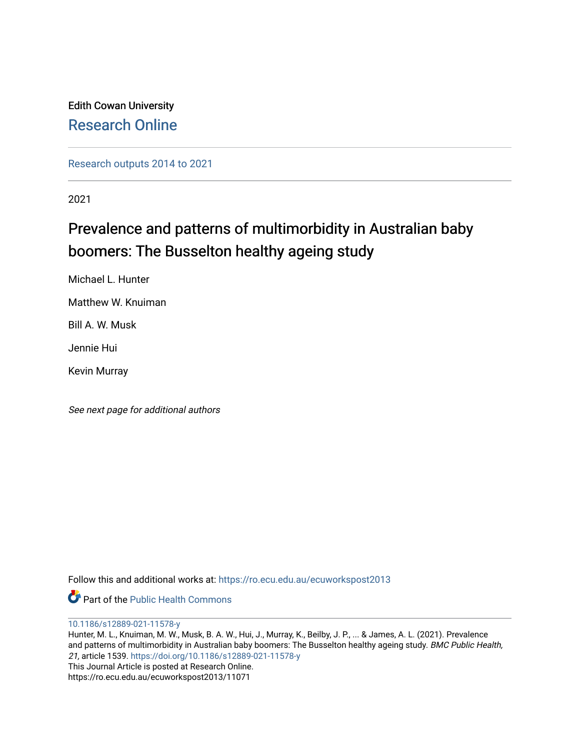Edith Cowan University

# Research Online

Research outputs 2014 to 2021

2021

## Prevalence and patterns of multimorbidity in Australian baby boomers: The Busselton healthy ageing study

Michael L. Hunter

Matthew W. Knuiman

Bill A. W. Musk

Jennie Hui

Kevin Murray

*See next page for additional authors*

Follow this and additional works at: https://ro.ecu.edu.au/ecuworkspost2013

Part of the Public Health Commons

10.1186/s12889-021-11578-y

Hunter, M. L., Knuiman, M. W., Musk, B. A. W., Hui, J., Murray, K., Beilby, J. P., ... & James, A. L. (2021). Prevalence and patterns of multimorbidity in Australian baby boomers: The Busselton healthy ageing study. *BMC Public Health, 21,* article 1539. https://doi.org/10.1186/s12889-021-11578-y

This Journal Article is posted at Research Online.

https://ro.ecu.edu.au/ecuworkspost2013/11071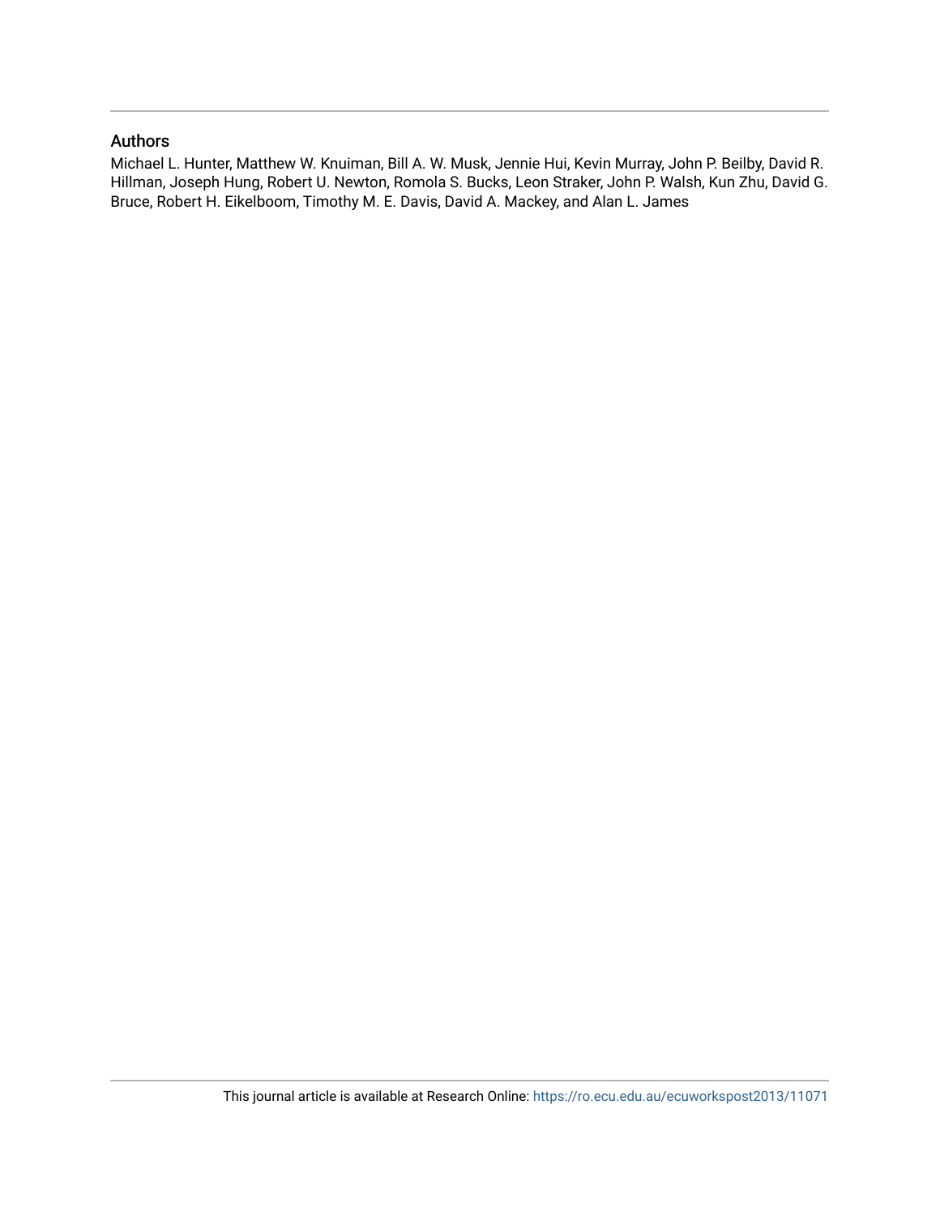## Authors

Michael L. Hunter, Matthew W. Knuiman, Bill A. W. Musk, Jennie Hui, Kevin Murray, John P. Beilby, David R. Hillman, Joseph Hung, Robert U. Newton, Romola S. Bucks, Leon Straker, John P. Walsh, Kun Zhu, David G. Bruce, Robert H. Eikelboom, Timothy M. E. Davis, David A. Mackey, and Alan L. James

This journal article is available at Research Online: https://ro.ecu.edu.au/ecuworkspost2013/11071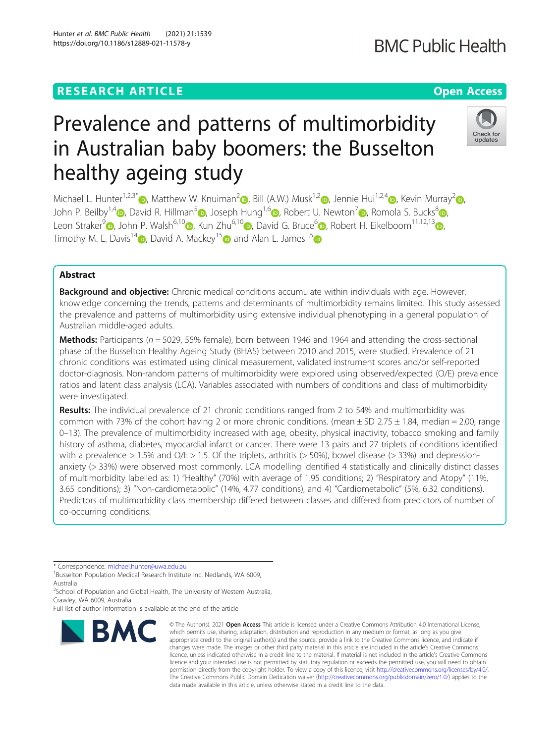# Prevalence and patterns of multimorbidity in Australian baby boomers: the Busselton healthy ageing study

Michael L. Hunter[1,2,3*], Matthew W. Knuiman[2], Bill (A.W.) Musk[1,2], Jennie Hui[1,2,4], Kevin Murray[2], John P. Beilby[1,4], David R. Hillman[5], Joseph Hung[1,6], Robert U. Newton[7], Romola S. Bucks[8], Leon Straker[9], John P. Walsh[6,10], Kun Zhu[6,10], David G. Bruce[6], Robert H. Eikelboom[11,12,13], Timothy M. E. Davis[14], David A. Mackey[15] and Alan L. James[1,5]

## Abstract

**Background and objective:** Chronic medical conditions accumulate within individuals with age. However, knowledge concerning the trends, patterns and determinants of multimorbidity remains limited. This study assessed the prevalence and patterns of multimorbidity using extensive individual phenotyping in a general population of Australian middle-aged adults.

**Methods:** Participants ($n = 5029$, 55% female), born between 1946 and 1964 and attending the cross-sectional phase of the Busselton Healthy Ageing Study (BHAS) between 2010 and 2015, were studied. Prevalence of 21 chronic conditions was estimated using clinical measurement, validated instrument scores and/or self-reported doctor-diagnosis. Non-random patterns of multimorbidity were explored using observed/expected (O/E) prevalence ratios and latent class analysis (LCA). Variables associated with numbers of conditions and class of multimorbidity were investigated.

**Results:** The individual prevalence of 21 chronic conditions ranged from 2 to 54% and multimorbidity was common with 73% of the cohort having 2 or more chronic conditions. (mean ± SD 2.75 ± 1.84, median = 2.00, range 0–13). The prevalence of multimorbidity increased with age, obesity, physical inactivity, tobacco smoking and family history of asthma, diabetes, myocardial infarct or cancer. There were 13 pairs and 27 triplets of conditions identified with a prevalence > 1.5% and O/E > 1.5. Of the triplets, arthritis (> 50%), bowel disease (> 33%) and depression-anxiety (> 33%) were observed most commonly. LCA modelling identified 4 statistically and clinically distinct classes of multimorbidity labelled as: 1) "Healthy" (70%) with average of 1.95 conditions; 2) "Respiratory and Atopy" (11%, 3.65 conditions); 3) "Non-cardiometabolic" (14%, 4.77 conditions), and 4) "Cardiometabolic" (5%, 6.32 conditions). Predictors of multimorbidity class membership differed between classes and differed from predictors of number of co-occurring conditions.

\* Correspondence: michael.hunter@uwa.edu.au
[1]Busselton Population Medical Research Institute Inc, Nedlands, WA 6009, Australia
[2]School of Population and Global Health, The University of Western Australia, Crawley, WA 6009, Australia
Full list of author information is available at the end of the article

© The Author(s). 2021 **Open Access** This article is licensed under a Creative Commons Attribution 4.0 International License, which permits use, sharing, adaptation, distribution and reproduction in any medium or format, as long as you give appropriate credit to the original author(s) and the source, provide a link to the Creative Commons licence, and indicate if changes were made. The images or other third party material in this article are included in the article's Creative Commons licence, unless indicated otherwise in a credit line to the material. If material is not included in the article's Creative Commons licence and your intended use is not permitted by statutory regulation or exceeds the permitted use, you will need to obtain permission directly from the copyright holder. To view a copy of this licence, visit http://creativecommons.org/licenses/by/4.0/. The Creative Commons Public Domain Dedication waiver (http://creativecommons.org/publicdomain/zero/1.0/) applies to the data made available in this article, unless otherwise stated in a credit line to the data.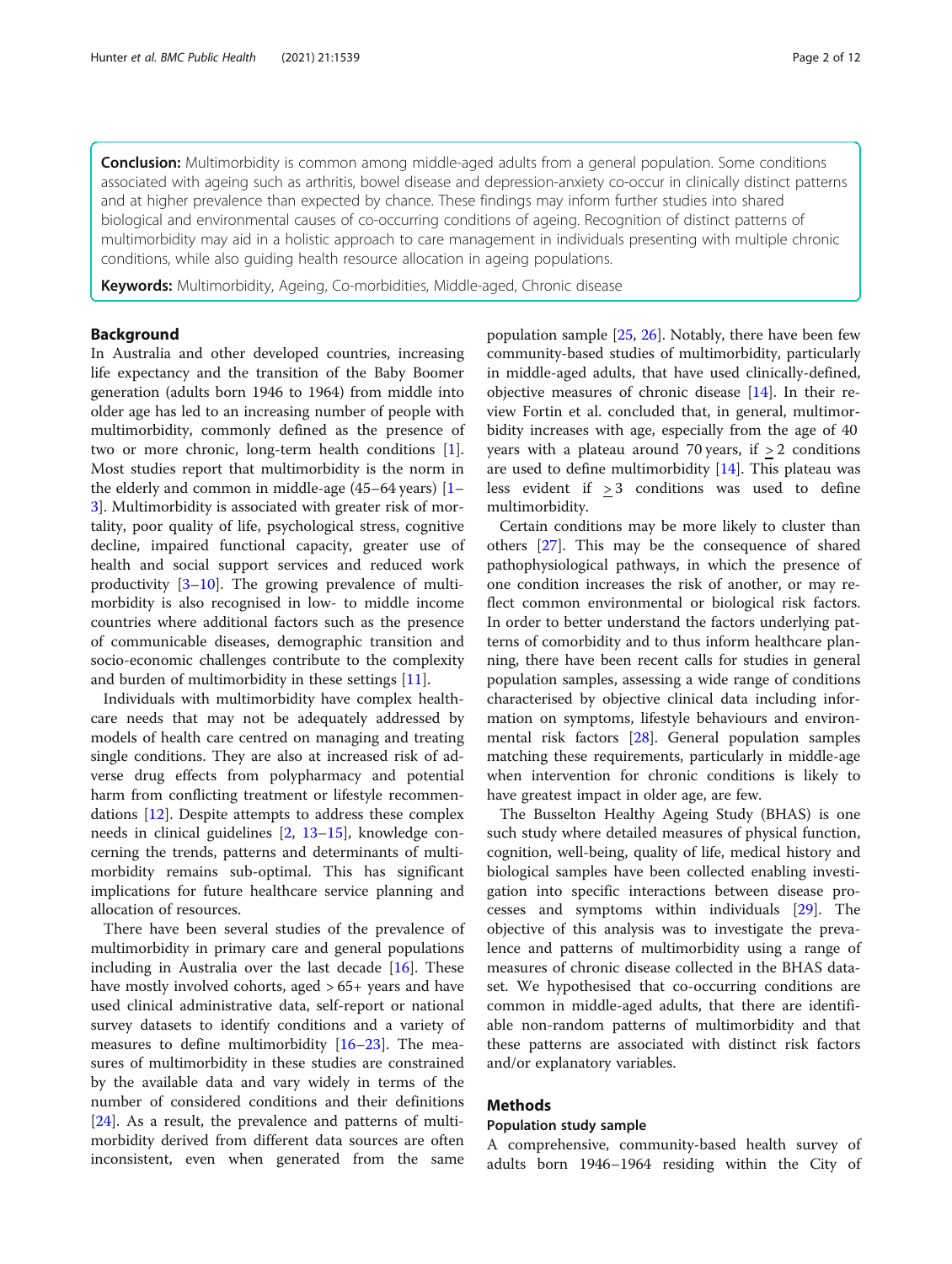**Conclusion:** Multimorbidity is common among middle-aged adults from a general population. Some conditions associated with ageing such as arthritis, bowel disease and depression-anxiety co-occur in clinically distinct patterns and at higher prevalence than expected by chance. These findings may inform further studies into shared biological and environmental causes of co-occurring conditions of ageing. Recognition of distinct patterns of multimorbidity may aid in a holistic approach to care management in individuals presenting with multiple chronic conditions, while also guiding health resource allocation in ageing populations.

**Keywords:** Multimorbidity, Ageing, Co-morbidities, Middle-aged, Chronic disease

## Background

In Australia and other developed countries, increasing life expectancy and the transition of the Baby Boomer generation (adults born 1946 to 1964) from middle into older age has led to an increasing number of people with multimorbidity, commonly defined as the presence of two or more chronic, long-term health conditions [1]. Most studies report that multimorbidity is the norm in the elderly and common in middle-age (45–64 years) [1–3]. Multimorbidity is associated with greater risk of mortality, poor quality of life, psychological stress, cognitive decline, impaired functional capacity, greater use of health and social support services and reduced work productivity [3–10]. The growing prevalence of multimorbidity is also recognised in low- to middle income countries where additional factors such as the presence of communicable diseases, demographic transition and socio-economic challenges contribute to the complexity and burden of multimorbidity in these settings [11].

Individuals with multimorbidity have complex healthcare needs that may not be adequately addressed by models of health care centred on managing and treating single conditions. They are also at increased risk of adverse drug effects from polypharmacy and potential harm from conflicting treatment or lifestyle recommendations [12]. Despite attempts to address these complex needs in clinical guidelines [2, 13–15], knowledge concerning the trends, patterns and determinants of multimorbidity remains sub-optimal. This has significant implications for future healthcare service planning and allocation of resources.

There have been several studies of the prevalence of multimorbidity in primary care and general populations including in Australia over the last decade [16]. These have mostly involved cohorts, aged > 65+ years and have used clinical administrative data, self-report or national survey datasets to identify conditions and a variety of measures to define multimorbidity [16–23]. The measures of multimorbidity in these studies are constrained by the available data and vary widely in terms of the number of considered conditions and their definitions [24]. As a result, the prevalence and patterns of multimorbidity derived from different data sources are often inconsistent, even when generated from the same population sample [25, 26]. Notably, there have been few community-based studies of multimorbidity, particularly in middle-aged adults, that have used clinically-defined, objective measures of chronic disease [14]. In their review Fortin et al. concluded that, in general, multimorbidity increases with age, especially from the age of 40 years with a plateau around 70 years, if $\geq 2$ conditions are used to define multimorbidity [14]. This plateau was less evident if $\geq 3$ conditions was used to define multimorbidity.

Certain conditions may be more likely to cluster than others [27]. This may be the consequence of shared pathophysiological pathways, in which the presence of one condition increases the risk of another, or may reflect common environmental or biological risk factors. In order to better understand the factors underlying patterns of comorbidity and to thus inform healthcare planning, there have been recent calls for studies in general population samples, assessing a wide range of conditions characterised by objective clinical data including information on symptoms, lifestyle behaviours and environmental risk factors [28]. General population samples matching these requirements, particularly in middle-age when intervention for chronic conditions is likely to have greatest impact in older age, are few.

The Busselton Healthy Ageing Study (BHAS) is one such study where detailed measures of physical function, cognition, well-being, quality of life, medical history and biological samples have been collected enabling investigation into specific interactions between disease processes and symptoms within individuals [29]. The objective of this analysis was to investigate the prevalence and patterns of multimorbidity using a range of measures of chronic disease collected in the BHAS dataset. We hypothesised that co-occurring conditions are common in middle-aged adults, that there are identifiable non-random patterns of multimorbidity and that these patterns are associated with distinct risk factors and/or explanatory variables.

## Methods

### Population study sample

A comprehensive, community-based health survey of adults born 1946–1964 residing within the City of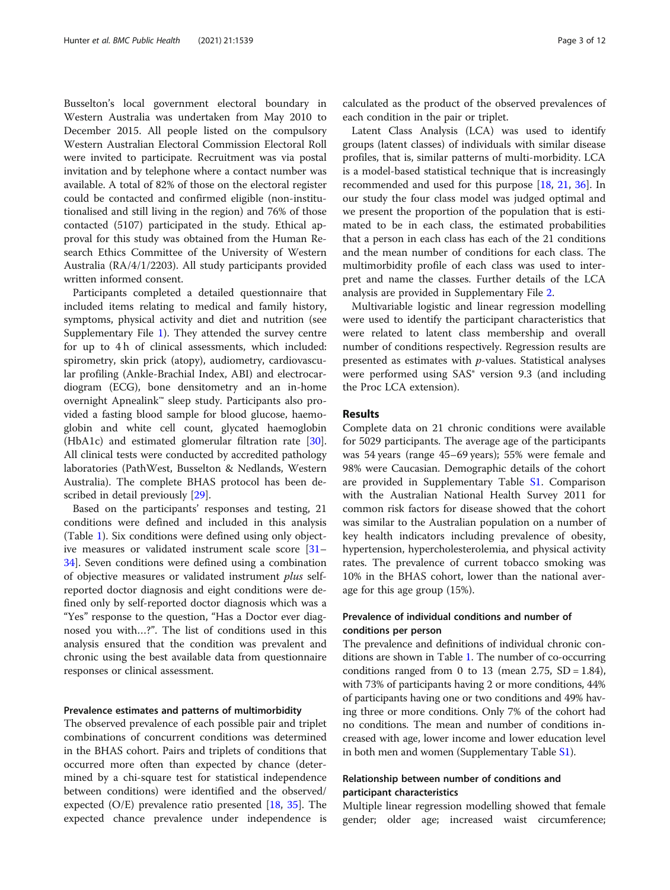Busselton's local government electoral boundary in Western Australia was undertaken from May 2010 to December 2015. All people listed on the compulsory Western Australian Electoral Commission Electoral Roll were invited to participate. Recruitment was via postal invitation and by telephone where a contact number was available. A total of 82% of those on the electoral register could be contacted and confirmed eligible (non-institutionalised and still living in the region) and 76% of those contacted (5107) participated in the study. Ethical approval for this study was obtained from the Human Research Ethics Committee of the University of Western Australia (RA/4/1/2203). All study participants provided written informed consent.

Participants completed a detailed questionnaire that included items relating to medical and family history, symptoms, physical activity and diet and nutrition (see Supplementary File 1). They attended the survey centre for up to 4 h of clinical assessments, which included: spirometry, skin prick (atopy), audiometry, cardiovascular profiling (Ankle-Brachial Index, ABI) and electrocardiogram (ECG), bone densitometry and an in-home overnight Apnealink™ sleep study. Participants also provided a fasting blood sample for blood glucose, haemoglobin and white cell count, glycated haemoglobin (HbA1c) and estimated glomerular filtration rate [30]. All clinical tests were conducted by accredited pathology laboratories (PathWest, Busselton & Nedlands, Western Australia). The complete BHAS protocol has been described in detail previously [29].

Based on the participants' responses and testing, 21 conditions were defined and included in this analysis (Table 1). Six conditions were defined using only objective measures or validated instrument scale score [31–34]. Seven conditions were defined using a combination of objective measures or validated instrument *plus* self-reported doctor diagnosis and eight conditions were defined only by self-reported doctor diagnosis which was a "Yes" response to the question, "Has a Doctor ever diagnosed you with…?". The list of conditions used in this analysis ensured that the condition was prevalent and chronic using the best available data from questionnaire responses or clinical assessment.

### Prevalence estimates and patterns of multimorbidity

The observed prevalence of each possible pair and triplet combinations of concurrent conditions was determined in the BHAS cohort. Pairs and triplets of conditions that occurred more often than expected by chance (determined by a chi-square test for statistical independence between conditions) were identified and the observed/expected (O/E) prevalence ratio presented [18, 35]. The expected chance prevalence under independence is calculated as the product of the observed prevalences of each condition in the pair or triplet.

Latent Class Analysis (LCA) was used to identify groups (latent classes) of individuals with similar disease profiles, that is, similar patterns of multi-morbidity. LCA is a model-based statistical technique that is increasingly recommended and used for this purpose [18, 21, 36]. In our study the four class model was judged optimal and we present the proportion of the population that is estimated to be in each class, the estimated probabilities that a person in each class has each of the 21 conditions and the mean number of conditions for each class. The multimorbidity profile of each class was used to interpret and name the classes. Further details of the LCA analysis are provided in Supplementary File 2.

Multivariable logistic and linear regression modelling were used to identify the participant characteristics that were related to latent class membership and overall number of conditions respectively. Regression results are presented as estimates with *p*-values. Statistical analyses were performed using SAS® version 9.3 (and including the Proc LCA extension).

## Results

Complete data on 21 chronic conditions were available for 5029 participants. The average age of the participants was 54 years (range 45–69 years); 55% were female and 98% were Caucasian. Demographic details of the cohort are provided in Supplementary Table S1. Comparison with the Australian National Health Survey 2011 for common risk factors for disease showed that the cohort was similar to the Australian population on a number of key health indicators including prevalence of obesity, hypertension, hypercholesterolemia, and physical activity rates. The prevalence of current tobacco smoking was 10% in the BHAS cohort, lower than the national average for this age group (15%).

### Prevalence of individual conditions and number of conditions per person

The prevalence and definitions of individual chronic conditions are shown in Table 1. The number of co-occurring conditions ranged from 0 to 13 (mean 2.75, SD = 1.84), with 73% of participants having 2 or more conditions, 44% of participants having one or two conditions and 49% having three or more conditions. Only 7% of the cohort had no conditions. The mean and number of conditions increased with age, lower income and lower education level in both men and women (Supplementary Table S1).

### Relationship between number of conditions and participant characteristics

Multiple linear regression modelling showed that female gender; older age; increased waist circumference;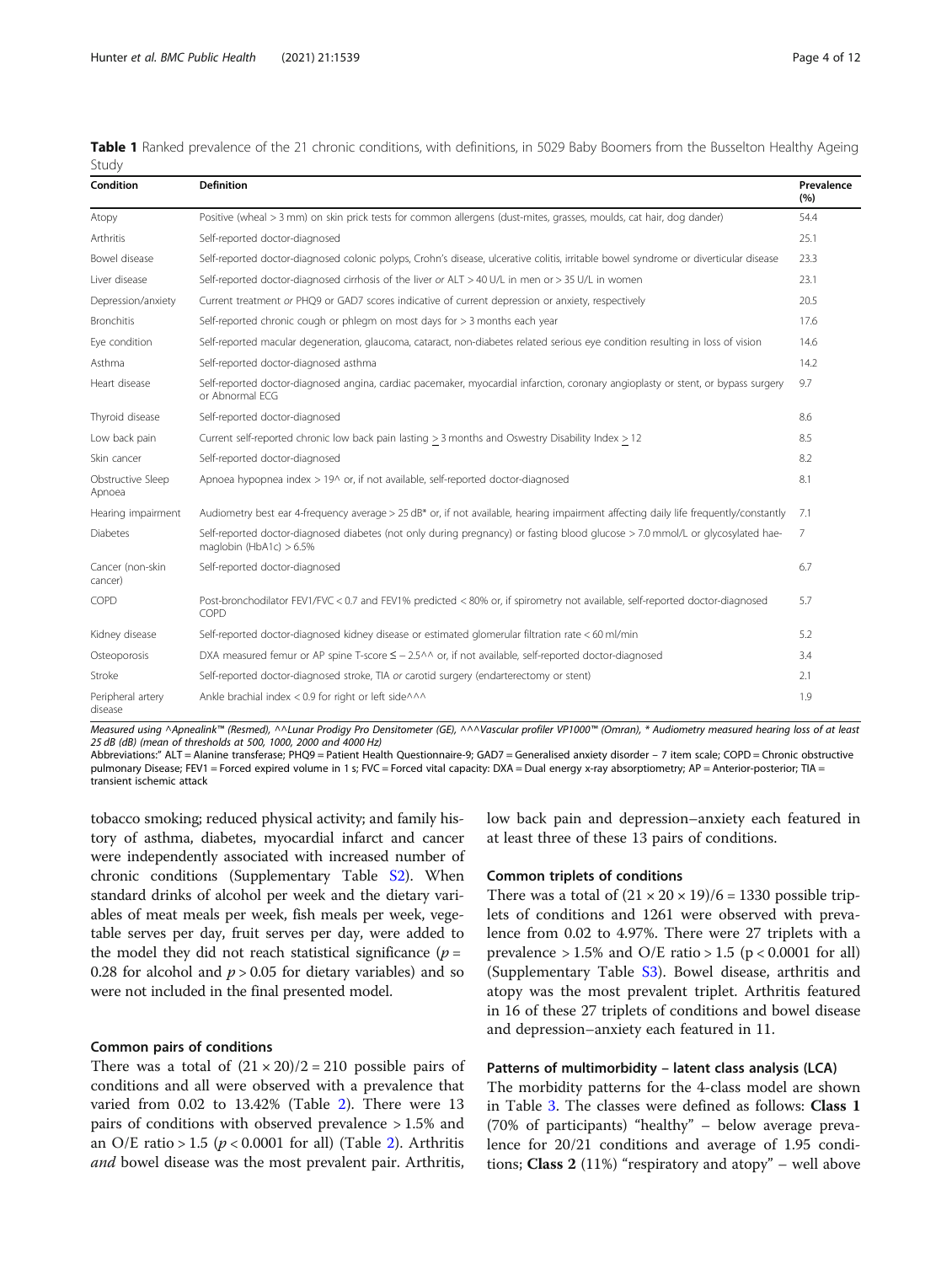**Table 1** Ranked prevalence of the 21 chronic conditions, with definitions, in 5029 Baby Boomers from the Busselton Healthy Ageing Study

| Condition | Definition | Prevalence (%) |
|---|---|---|
| Atopy | Positive (wheal > 3 mm) on skin prick tests for common allergens (dust-mites, grasses, moulds, cat hair, dog dander) | 54.4 |
| Arthritis | Self-reported doctor-diagnosed | 25.1 |
| Bowel disease | Self-reported doctor-diagnosed colonic polyps, Crohn's disease, ulcerative colitis, irritable bowel syndrome or diverticular disease | 23.3 |
| Liver disease | Self-reported doctor-diagnosed cirrhosis of the liver *or* ALT > 40 U/L in men or > 35 U/L in women | 23.1 |
| Depression/anxiety | Current treatment *or* PHQ9 or GAD7 scores indicative of current depression or anxiety, respectively | 20.5 |
| Bronchitis | Self-reported chronic cough or phlegm on most days for > 3 months each year | 17.6 |
| Eye condition | Self-reported macular degeneration, glaucoma, cataract, non-diabetes related serious eye condition resulting in loss of vision | 14.6 |
| Asthma | Self-reported doctor-diagnosed asthma | 14.2 |
| Heart disease | Self-reported doctor-diagnosed angina, cardiac pacemaker, myocardial infarction, coronary angioplasty or stent, or bypass surgery or Abnormal ECG | 9.7 |
| Thyroid disease | Self-reported doctor-diagnosed | 8.6 |
| Low back pain | Current self-reported chronic low back pain lasting $\geq$ 3 months and Oswestry Disability Index $\geq$ 12 | 8.5 |
| Skin cancer | Self-reported doctor-diagnosed | 8.2 |
| Obstructive Sleep Apnoea | Apnoea hypopnea index > 19^ or, if not available, self-reported doctor-diagnosed | 8.1 |
| Hearing impairment | Audiometry best ear 4-frequency average > 25 dB* or, if not available, hearing impairment affecting daily life frequently/constantly | 7.1 |
| Diabetes | Self-reported doctor-diagnosed diabetes (not only during pregnancy) or fasting blood glucose > 7.0 mmol/L or glycosylated haemaglobin (HbA1c) > 6.5% | 7 |
| Cancer (non-skin cancer) | Self-reported doctor-diagnosed | 6.7 |
| COPD | Post-bronchodilator FEV1/FVC < 0.7 and FEV1% predicted < 80% or, if spirometry not available, self-reported doctor-diagnosed COPD | 5.7 |
| Kidney disease | Self-reported doctor-diagnosed kidney disease or estimated glomerular filtration rate < 60 ml/min | 5.2 |
| Osteoporosis | DXA measured femur or AP spine T-score $\leq -2.5$^^ or, if not available, self-reported doctor-diagnosed | 3.4 |
| Stroke | Self-reported doctor-diagnosed stroke, TIA *or* carotid surgery (endarterectomy or stent) | 2.1 |
| Peripheral artery disease | Ankle brachial index < 0.9 for right or left side^^^ | 1.9 |

*Measured using ^Apnealink™ (Resmed), ^^Lunar Prodigy Pro Densitometer (GE), ^^^Vascular profiler VP1000™ (Omran), * Audiometry measured hearing loss of at least 25 dB (dB) (mean of thresholds at 500, 1000, 2000 and 4000 Hz)*

Abbreviations:" ALT = Alanine transferase; PHQ9 = Patient Health Questionnaire-9; GAD7 = Generalised anxiety disorder − 7 item scale; COPD = Chronic obstructive pulmonary Disease; FEV1 = Forced expired volume in 1 s; FVC = Forced vital capacity: DXA = Dual energy x-ray absorptiometry; AP = Anterior-posterior; TIA = transient ischemic attack

tobacco smoking; reduced physical activity; and family history of asthma, diabetes, myocardial infarct and cancer were independently associated with increased number of chronic conditions (Supplementary Table S2). When standard drinks of alcohol per week and the dietary variables of meat meals per week, fish meals per week, vegetable serves per day, fruit serves per day, were added to the model they did not reach statistical significance ($p$ = 0.28 for alcohol and $p > 0.05$ for dietary variables) and so were not included in the final presented model.

### Common pairs of conditions

There was a total of $(21 \times 20)/2 = 210$ possible pairs of conditions and all were observed with a prevalence that varied from 0.02 to 13.42% (Table 2). There were 13 pairs of conditions with observed prevalence > 1.5% and an O/E ratio > 1.5 ($p < 0.0001$ for all) (Table 2). Arthritis *and* bowel disease was the most prevalent pair. Arthritis, low back pain and depression–anxiety each featured in at least three of these 13 pairs of conditions.

### Common triplets of conditions

There was a total of $(21 \times 20 \times 19)/6 = 1330$ possible triplets of conditions and 1261 were observed with prevalence from 0.02 to 4.97%. There were 27 triplets with a prevalence > 1.5% and O/E ratio > 1.5 ($p < 0.0001$ for all) (Supplementary Table S3). Bowel disease, arthritis and atopy was the most prevalent triplet. Arthritis featured in 16 of these 27 triplets of conditions and bowel disease and depression–anxiety each featured in 11.

### Patterns of multimorbidity – latent class analysis (LCA)

The morbidity patterns for the 4-class model are shown in Table 3. The classes were defined as follows: **Class 1** (70% of participants) "healthy" – below average prevalence for 20/21 conditions and average of 1.95 conditions; **Class 2** (11%) "respiratory and atopy" – well above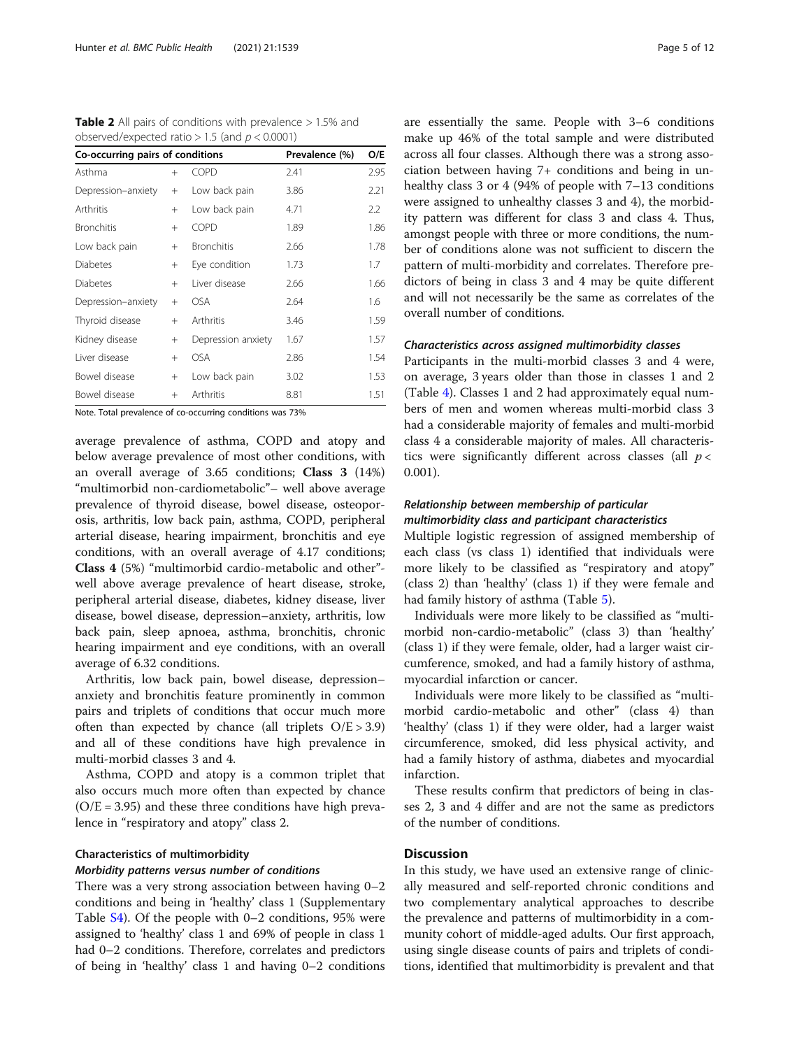**Table 2** All pairs of conditions with prevalence > 1.5% and observed/expected ratio > 1.5 (and $p < 0.0001$)

| Co-occurring pairs of conditions | | | Prevalence (%) | O/E |
|---|---|---|---|---|
| Asthma | + | COPD | 2.41 | 2.95 |
| Depression–anxiety | + | Low back pain | 3.86 | 2.21 |
| Arthritis | + | Low back pain | 4.71 | 2.2 |
| Bronchitis | + | COPD | 1.89 | 1.86 |
| Low back pain | + | Bronchitis | 2.66 | 1.78 |
| Diabetes | + | Eye condition | 1.73 | 1.7 |
| Diabetes | + | Liver disease | 2.66 | 1.66 |
| Depression–anxiety | + | OSA | 2.64 | 1.6 |
| Thyroid disease | + | Arthritis | 3.46 | 1.59 |
| Kidney disease | + | Depression anxiety | 1.67 | 1.57 |
| Liver disease | + | OSA | 2.86 | 1.54 |
| Bowel disease | + | Low back pain | 3.02 | 1.53 |
| Bowel disease | + | Arthritis | 8.81 | 1.51 |

Note. Total prevalence of co-occurring conditions was 73%

average prevalence of asthma, COPD and atopy and below average prevalence of most other conditions, with an overall average of 3.65 conditions; **Class 3** (14%) "multimorbid non-cardiometabolic"– well above average prevalence of thyroid disease, bowel disease, osteoporosis, arthritis, low back pain, asthma, COPD, peripheral arterial disease, hearing impairment, bronchitis and eye conditions, with an overall average of 4.17 conditions; **Class 4** (5%) "multimorbid cardio-metabolic and other"- well above average prevalence of heart disease, stroke, peripheral arterial disease, diabetes, kidney disease, liver disease, bowel disease, depression–anxiety, arthritis, low back pain, sleep apnoea, asthma, bronchitis, chronic hearing impairment and eye conditions, with an overall average of 6.32 conditions.

Arthritis, low back pain, bowel disease, depression–anxiety and bronchitis feature prominently in common pairs and triplets of conditions that occur much more often than expected by chance (all triplets O/E > 3.9) and all of these conditions have high prevalence in multi-morbid classes 3 and 4.

Asthma, COPD and atopy is a common triplet that also occurs much more often than expected by chance (O/E = 3.95) and these three conditions have high prevalence in "respiratory and atopy" class 2.

### Characteristics of multimorbidity

#### *Morbidity patterns versus number of conditions*

There was a very strong association between having 0–2 conditions and being in 'healthy' class 1 (Supplementary Table S4). Of the people with 0–2 conditions, 95% were assigned to 'healthy' class 1 and 69% of people in class 1 had 0–2 conditions. Therefore, correlates and predictors of being in 'healthy' class 1 and having 0–2 conditions are essentially the same. People with 3–6 conditions make up 46% of the total sample and were distributed across all four classes. Although there was a strong association between having 7+ conditions and being in unhealthy class 3 or 4 (94% of people with 7–13 conditions were assigned to unhealthy classes 3 and 4), the morbidity pattern was different for class 3 and class 4. Thus, amongst people with three or more conditions, the number of conditions alone was not sufficient to discern the pattern of multi-morbidity and correlates. Therefore predictors of being in class 3 and 4 may be quite different and will not necessarily be the same as correlates of the overall number of conditions.

#### *Characteristics across assigned multimorbidity classes*

Participants in the multi-morbid classes 3 and 4 were, on average, 3 years older than those in classes 1 and 2 (Table 4). Classes 1 and 2 had approximately equal numbers of men and women whereas multi-morbid class 3 had a considerable majority of females and multi-morbid class 4 a considerable majority of males. All characteristics were significantly different across classes (all $p < 0.001$).

#### *Relationship between membership of particular multimorbidity class and participant characteristics*

Multiple logistic regression of assigned membership of each class (vs class 1) identified that individuals were more likely to be classified as "respiratory and atopy" (class 2) than 'healthy' (class 1) if they were female and had family history of asthma (Table 5).

Individuals were more likely to be classified as "multimorbid non-cardio-metabolic" (class 3) than 'healthy' (class 1) if they were female, older, had a larger waist circumference, smoked, and had a family history of asthma, myocardial infarction or cancer.

Individuals were more likely to be classified as "multimorbid cardio-metabolic and other" (class 4) than 'healthy' (class 1) if they were older, had a larger waist circumference, smoked, did less physical activity, and had a family history of asthma, diabetes and myocardial infarction.

These results confirm that predictors of being in classes 2, 3 and 4 differ and are not the same as predictors of the number of conditions.

## Discussion

In this study, we have used an extensive range of clinically measured and self-reported chronic conditions and two complementary analytical approaches to describe the prevalence and patterns of multimorbidity in a community cohort of middle-aged adults. Our first approach, using single disease counts of pairs and triplets of conditions, identified that multimorbidity is prevalent and that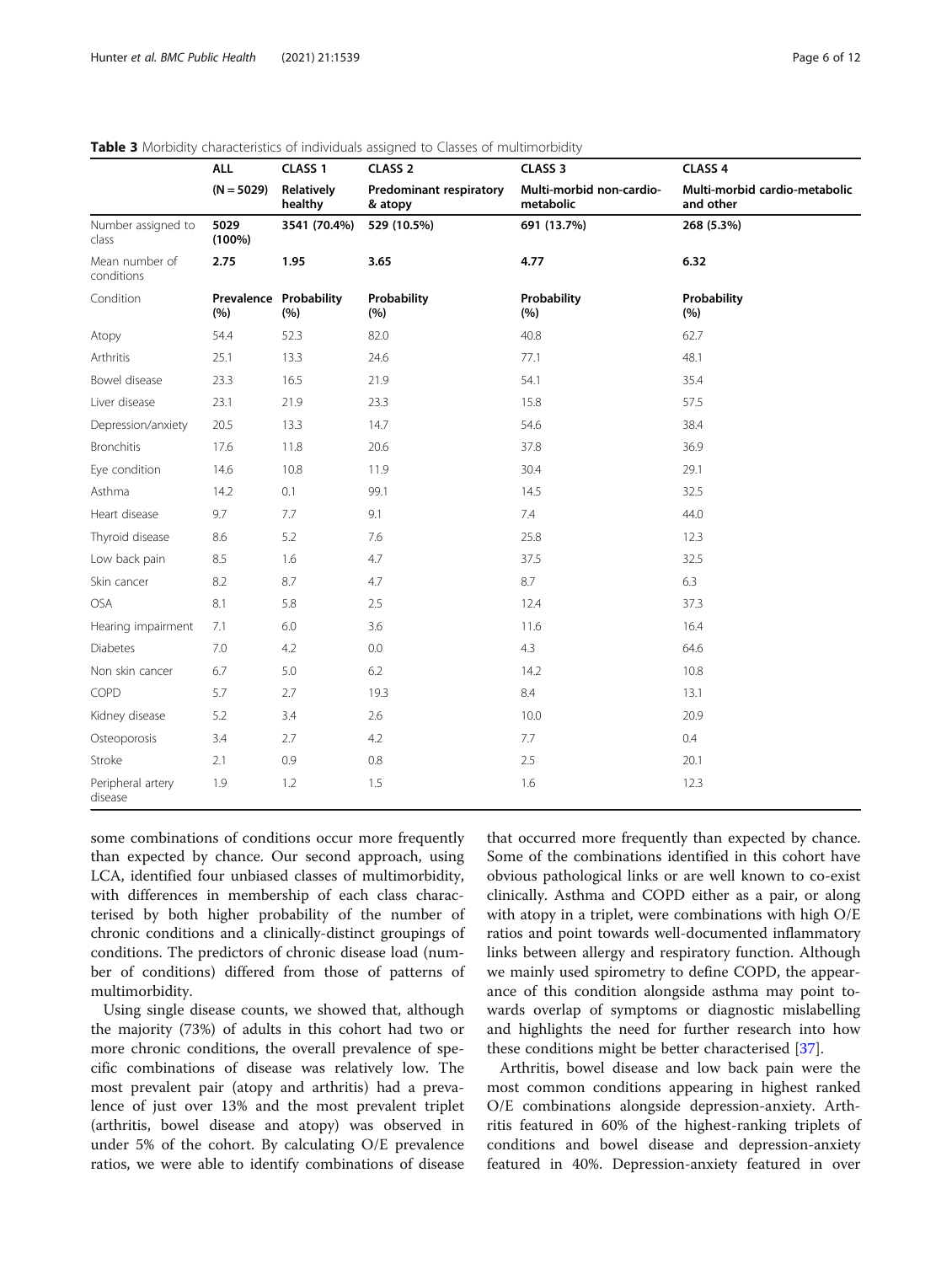**Table 3** Morbidity characteristics of individuals assigned to Classes of multimorbidity

| | ALL | CLASS 1 | CLASS 2 | CLASS 3 | CLASS 4 |
|---|---|---|---|---|---|
| | (N = 5029) | Relatively healthy | Predominant respiratory & atopy | Multi-morbid non-cardio-metabolic | Multi-morbid cardio-metabolic and other |
| Number assigned to class | 5029 (100%) | 3541 (70.4%) | 529 (10.5%) | 691 (13.7%) | 268 (5.3%) |
| Mean number of conditions | 2.75 | 1.95 | 3.65 | 4.77 | 6.32 |
| Condition | Prevalence (%) | Probability (%) | Probability (%) | Probability (%) | Probability (%) |
| Atopy | 54.4 | 52.3 | 82.0 | 40.8 | 62.7 |
| Arthritis | 25.1 | 13.3 | 24.6 | 77.1 | 48.1 |
| Bowel disease | 23.3 | 16.5 | 21.9 | 54.1 | 35.4 |
| Liver disease | 23.1 | 21.9 | 23.3 | 15.8 | 57.5 |
| Depression/anxiety | 20.5 | 13.3 | 14.7 | 54.6 | 38.4 |
| Bronchitis | 17.6 | 11.8 | 20.6 | 37.8 | 36.9 |
| Eye condition | 14.6 | 10.8 | 11.9 | 30.4 | 29.1 |
| Asthma | 14.2 | 0.1 | 99.1 | 14.5 | 32.5 |
| Heart disease | 9.7 | 7.7 | 9.1 | 7.4 | 44.0 |
| Thyroid disease | 8.6 | 5.2 | 7.6 | 25.8 | 12.3 |
| Low back pain | 8.5 | 1.6 | 4.7 | 37.5 | 32.5 |
| Skin cancer | 8.2 | 8.7 | 4.7 | 8.7 | 6.3 |
| OSA | 8.1 | 5.8 | 2.5 | 12.4 | 37.3 |
| Hearing impairment | 7.1 | 6.0 | 3.6 | 11.6 | 16.4 |
| Diabetes | 7.0 | 4.2 | 0.0 | 4.3 | 64.6 |
| Non skin cancer | 6.7 | 5.0 | 6.2 | 14.2 | 10.8 |
| COPD | 5.7 | 2.7 | 19.3 | 8.4 | 13.1 |
| Kidney disease | 5.2 | 3.4 | 2.6 | 10.0 | 20.9 |
| Osteoporosis | 3.4 | 2.7 | 4.2 | 7.7 | 0.4 |
| Stroke | 2.1 | 0.9 | 0.8 | 2.5 | 20.1 |
| Peripheral artery disease | 1.9 | 1.2 | 1.5 | 1.6 | 12.3 |

some combinations of conditions occur more frequently than expected by chance. Our second approach, using LCA, identified four unbiased classes of multimorbidity, with differences in membership of each class characterised by both higher probability of the number of chronic conditions and a clinically-distinct groupings of conditions. The predictors of chronic disease load (number of conditions) differed from those of patterns of multimorbidity.

Using single disease counts, we showed that, although the majority (73%) of adults in this cohort had two or more chronic conditions, the overall prevalence of specific combinations of disease was relatively low. The most prevalent pair (atopy and arthritis) had a prevalence of just over 13% and the most prevalent triplet (arthritis, bowel disease and atopy) was observed in under 5% of the cohort. By calculating O/E prevalence ratios, we were able to identify combinations of disease that occurred more frequently than expected by chance. Some of the combinations identified in this cohort have obvious pathological links or are well known to co-exist clinically. Asthma and COPD either as a pair, or along with atopy in a triplet, were combinations with high O/E ratios and point towards well-documented inflammatory links between allergy and respiratory function. Although we mainly used spirometry to define COPD, the appearance of this condition alongside asthma may point towards overlap of symptoms or diagnostic mislabelling and highlights the need for further research into how these conditions might be better characterised [37].

Arthritis, bowel disease and low back pain were the most common conditions appearing in highest ranked O/E combinations alongside depression-anxiety. Arthritis featured in 60% of the highest-ranking triplets of conditions and bowel disease and depression-anxiety featured in 40%. Depression-anxiety featured in over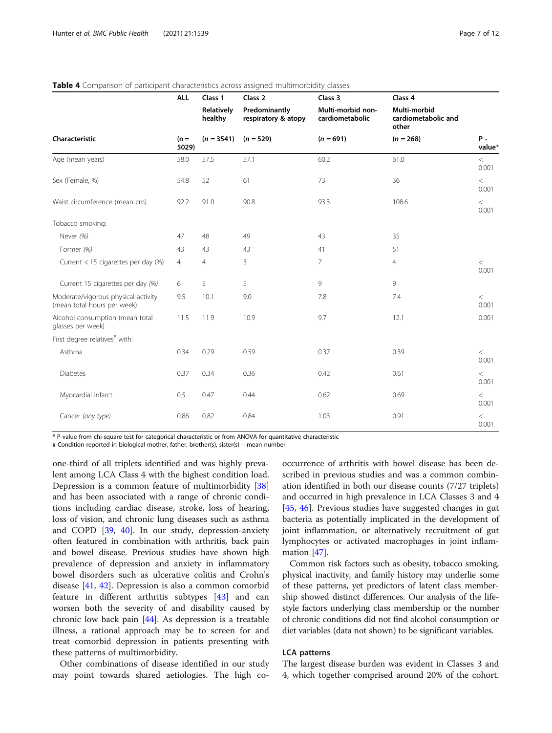**Table 4** Comparison of participant characteristics across assigned multimorbidity classes

| Characteristic | ALL (n = 5029) | Class 1 Relatively healthy (n = 3541) | Class 2 Predominantly respiratory & atopy (n = 529) | Class 3 Multi-morbid non-cardiometabolic (n = 691) | Class 4 Multi-morbid cardiometabolic and other (n = 268) | P - value* |
|---|---|---|---|---|---|---|
| Age (mean years) | 58.0 | 57.5 | 57.1 | 60.2 | 61.0 | < 0.001 |
| Sex (Female, %) | 54.8 | 52 | 61 | 73 | 36 | < 0.001 |
| Waist circumference (mean cm) | 92.2 | 91.0 | 90.8 | 93.3 | 108.6 | < 0.001 |
| Tobacco smoking: | | | | | | |
| Never *(%)* | 47 | 48 | 49 | 43 | 35 | |
| Former *(%)* | 43 | 43 | 43 | 41 | 51 | |
| Current < 15 cigarettes per day (%) | 4 | 4 | 3 | 7 | 4 | < 0.001 |
| Current 15 cigarettes per day *(%)* | 6 | 5 | 5 | 9 | 9 | |
| Moderate/vigorous physical activity (mean total hours per week) | 9.5 | 10.1 | 9.0 | 7.8 | 7.4 | < 0.001 |
| Alcohol consumption (mean total glasses per week) | 11.5 | 11.9 | 10.9 | 9.7 | 12.1 | 0.001 |
| First degree relatives# with: | | | | | | |
| Asthma | 0.34 | 0.29 | 0.59 | 0.37 | 0.39 | < 0.001 |
| Diabetes | 0.37 | 0.34 | 0.36 | 0.42 | 0.61 | < 0.001 |
| Myocardial infarct | 0.5 | 0.47 | 0.44 | 0.62 | 0.69 | < 0.001 |
| Cancer *(any type)* | 0.86 | 0.82 | 0.84 | 1.03 | 0.91 | < 0.001 |

\* P-value from chi-square test for categorical characteristic or from ANOVA for quantitative characteristic
\# Condition reported in biological mother, father, brother(s), sister(s) – mean number

one-third of all triplets identified and was highly prevalent among LCA Class 4 with the highest condition load. Depression is a common feature of multimorbidity [38] and has been associated with a range of chronic conditions including cardiac disease, stroke, loss of hearing, loss of vision, and chronic lung diseases such as asthma and COPD [39, 40]. In our study, depression-anxiety often featured in combination with arthritis, back pain and bowel disease. Previous studies have shown high prevalence of depression and anxiety in inflammatory bowel disorders such as ulcerative colitis and Crohn's disease [41, 42]. Depression is also a common comorbid feature in different arthritis subtypes [43] and can worsen both the severity of and disability caused by chronic low back pain [44]. As depression is a treatable illness, a rational approach may be to screen for and treat comorbid depression in patients presenting with these patterns of multimorbidity.

Other combinations of disease identified in our study may point towards shared aetiologies. The high co-occurrence of arthritis with bowel disease has been described in previous studies and was a common combination identified in both our disease counts (7/27 triplets) and occurred in high prevalence in LCA Classes 3 and 4 [45, 46]. Previous studies have suggested changes in gut bacteria as potentially implicated in the development of joint inflammation, or alternatively recruitment of gut lymphocytes or activated macrophages in joint inflammation [47].

Common risk factors such as obesity, tobacco smoking, physical inactivity, and family history may underlie some of these patterns, yet predictors of latent class membership showed distinct differences. Our analysis of the lifestyle factors underlying class membership or the number of chronic conditions did not find alcohol consumption or diet variables (data not shown) to be significant variables.

### LCA patterns

The largest disease burden was evident in Classes 3 and 4, which together comprised around 20% of the cohort.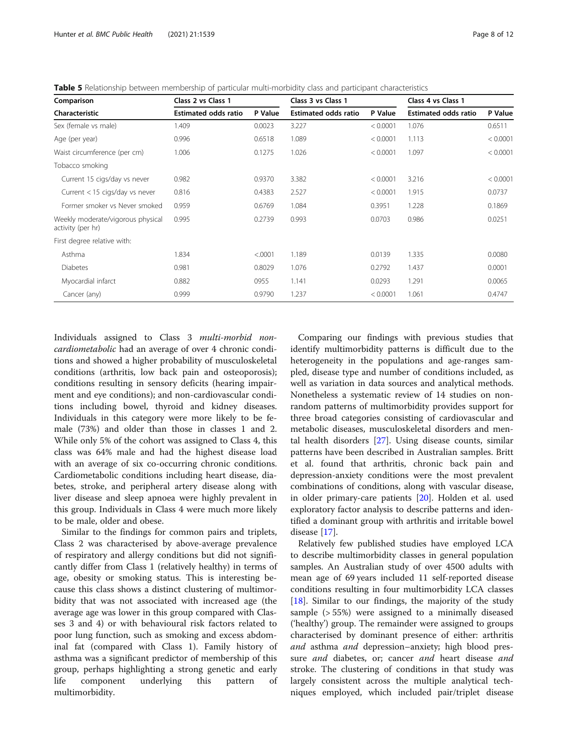**Table 5** Relationship between membership of particular multi-morbidity class and participant characteristics

| Comparison | Class 2 vs Class 1 | | Class 3 vs Class 1 | | Class 4 vs Class 1 | |
|---|---|---|---|---|---|---|
| Characteristic | Estimated odds ratio | P Value | Estimated odds ratio | P Value | Estimated odds ratio | P Value |
| Sex (female vs male) | 1.409 | 0.0023 | 3.227 | < 0.0001 | 1.076 | 0.6511 |
| Age (per year) | 0.996 | 0.6518 | 1.089 | < 0.0001 | 1.113 | < 0.0001 |
| Waist circumference (per cm) | 1.006 | 0.1275 | 1.026 | < 0.0001 | 1.097 | < 0.0001 |
| Tobacco smoking | | | | | | |
| Current 15 cigs/day vs never | 0.982 | 0.9370 | 3.382 | < 0.0001 | 3.216 | < 0.0001 |
| Current < 15 cigs/day vs never | 0.816 | 0.4383 | 2.527 | < 0.0001 | 1.915 | 0.0737 |
| Former smoker vs Never smoked | 0.959 | 0.6769 | 1.084 | 0.3951 | 1.228 | 0.1869 |
| Weekly moderate/vigorous physical activity (per hr) | 0.995 | 0.2739 | 0.993 | 0.0703 | 0.986 | 0.0251 |
| First degree relative with: | | | | | | |
| Asthma | 1.834 | <.0001 | 1.189 | 0.0139 | 1.335 | 0.0080 |
| Diabetes | 0.981 | 0.8029 | 1.076 | 0.2792 | 1.437 | 0.0001 |
| Myocardial infarct | 0.882 | 0955 | 1.141 | 0.0293 | 1.291 | 0.0065 |
| Cancer (any) | 0.999 | 0.9790 | 1.237 | < 0.0001 | 1.061 | 0.4747 |

Individuals assigned to Class 3 *multi-morbid non-cardiometabolic* had an average of over 4 chronic conditions and showed a higher probability of musculoskeletal conditions (arthritis, low back pain and osteoporosis); conditions resulting in sensory deficits (hearing impairment and eye conditions); and non-cardiovascular conditions including bowel, thyroid and kidney diseases. Individuals in this category were more likely to be female (73%) and older than those in classes 1 and 2. While only 5% of the cohort was assigned to Class 4, this class was 64% male and had the highest disease load with an average of six co-occurring chronic conditions. Cardiometabolic conditions including heart disease, diabetes, stroke, and peripheral artery disease along with liver disease and sleep apnoea were highly prevalent in this group. Individuals in Class 4 were much more likely to be male, older and obese.

Similar to the findings for common pairs and triplets, Class 2 was characterised by above-average prevalence of respiratory and allergy conditions but did not significantly differ from Class 1 (relatively healthy) in terms of age, obesity or smoking status. This is interesting because this class shows a distinct clustering of multimorbidity that was not associated with increased age (the average age was lower in this group compared with Classes 3 and 4) or with behavioural risk factors related to poor lung function, such as smoking and excess abdominal fat (compared with Class 1). Family history of asthma was a significant predictor of membership of this group, perhaps highlighting a strong genetic and early life component underlying this pattern of multimorbidity.

Comparing our findings with previous studies that identify multimorbidity patterns is difficult due to the heterogeneity in the populations and age-ranges sampled, disease type and number of conditions included, as well as variation in data sources and analytical methods. Nonetheless a systematic review of 14 studies on non-random patterns of multimorbidity provides support for three broad categories consisting of cardiovascular and metabolic diseases, musculoskeletal disorders and mental health disorders [27]. Using disease counts, similar patterns have been described in Australian samples. Britt et al. found that arthritis, chronic back pain and depression-anxiety conditions were the most prevalent combinations of conditions, along with vascular disease, in older primary-care patients [20]. Holden et al. used exploratory factor analysis to describe patterns and identified a dominant group with arthritis and irritable bowel disease [17].

Relatively few published studies have employed LCA to describe multimorbidity classes in general population samples. An Australian study of over 4500 adults with mean age of 69 years included 11 self-reported disease conditions resulting in four multimorbidity LCA classes [18]. Similar to our findings, the majority of the study sample (> 55%) were assigned to a minimally diseased ('healthy') group. The remainder were assigned to groups characterised by dominant presence of either: arthritis *and* asthma *and* depression–anxiety; high blood pressure *and* diabetes, or; cancer *and* heart disease *and* stroke. The clustering of conditions in that study was largely consistent across the multiple analytical techniques employed, which included pair/triplet disease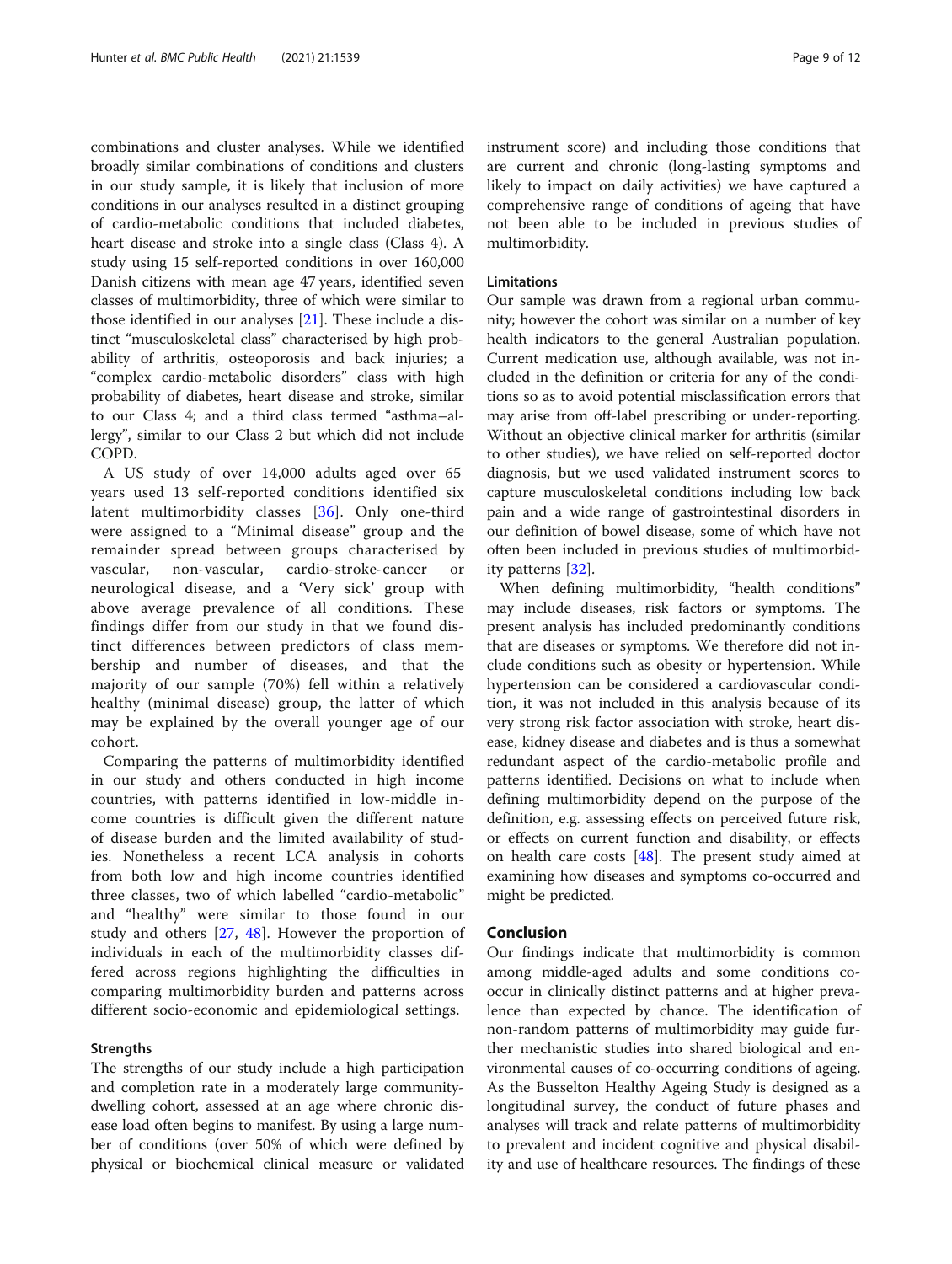combinations and cluster analyses. While we identified broadly similar combinations of conditions and clusters in our study sample, it is likely that inclusion of more conditions in our analyses resulted in a distinct grouping of cardio-metabolic conditions that included diabetes, heart disease and stroke into a single class (Class 4). A study using 15 self-reported conditions in over 160,000 Danish citizens with mean age 47 years, identified seven classes of multimorbidity, three of which were similar to those identified in our analyses [21]. These include a distinct "musculoskeletal class" characterised by high probability of arthritis, osteoporosis and back injuries; a "complex cardio-metabolic disorders" class with high probability of diabetes, heart disease and stroke, similar to our Class 4; and a third class termed "asthma–allergy", similar to our Class 2 but which did not include COPD.

A US study of over 14,000 adults aged over 65 years used 13 self-reported conditions identified six latent multimorbidity classes [36]. Only one-third were assigned to a "Minimal disease" group and the remainder spread between groups characterised by vascular, non-vascular, cardio-stroke-cancer or neurological disease, and a 'Very sick' group with above average prevalence of all conditions. These findings differ from our study in that we found distinct differences between predictors of class membership and number of diseases, and that the majority of our sample (70%) fell within a relatively healthy (minimal disease) group, the latter of which may be explained by the overall younger age of our cohort.

Comparing the patterns of multimorbidity identified in our study and others conducted in high income countries, with patterns identified in low-middle income countries is difficult given the different nature of disease burden and the limited availability of studies. Nonetheless a recent LCA analysis in cohorts from both low and high income countries identified three classes, two of which labelled "cardio-metabolic" and "healthy" were similar to those found in our study and others [27, 48]. However the proportion of individuals in each of the multimorbidity classes differed across regions highlighting the difficulties in comparing multimorbidity burden and patterns across different socio-economic and epidemiological settings.

### Strengths

The strengths of our study include a high participation and completion rate in a moderately large community-dwelling cohort, assessed at an age where chronic disease load often begins to manifest. By using a large number of conditions (over 50% of which were defined by physical or biochemical clinical measure or validated instrument score) and including those conditions that are current and chronic (long-lasting symptoms and likely to impact on daily activities) we have captured a comprehensive range of conditions of ageing that have not been able to be included in previous studies of multimorbidity.

### Limitations

Our sample was drawn from a regional urban community; however the cohort was similar on a number of key health indicators to the general Australian population. Current medication use, although available, was not included in the definition or criteria for any of the conditions so as to avoid potential misclassification errors that may arise from off-label prescribing or under-reporting. Without an objective clinical marker for arthritis (similar to other studies), we have relied on self-reported doctor diagnosis, but we used validated instrument scores to capture musculoskeletal conditions including low back pain and a wide range of gastrointestinal disorders in our definition of bowel disease, some of which have not often been included in previous studies of multimorbidity patterns [32].

When defining multimorbidity, "health conditions" may include diseases, risk factors or symptoms. The present analysis has included predominantly conditions that are diseases or symptoms. We therefore did not include conditions such as obesity or hypertension. While hypertension can be considered a cardiovascular condition, it was not included in this analysis because of its very strong risk factor association with stroke, heart disease, kidney disease and diabetes and is thus a somewhat redundant aspect of the cardio-metabolic profile and patterns identified. Decisions on what to include when defining multimorbidity depend on the purpose of the definition, e.g. assessing effects on perceived future risk, or effects on current function and disability, or effects on health care costs [48]. The present study aimed at examining how diseases and symptoms co-occurred and might be predicted.

## Conclusion

Our findings indicate that multimorbidity is common among middle-aged adults and some conditions co-occur in clinically distinct patterns and at higher prevalence than expected by chance. The identification of non-random patterns of multimorbidity may guide further mechanistic studies into shared biological and environmental causes of co-occurring conditions of ageing. As the Busselton Healthy Ageing Study is designed as a longitudinal survey, the conduct of future phases and analyses will track and relate patterns of multimorbidity to prevalent and incident cognitive and physical disability and use of healthcare resources. The findings of these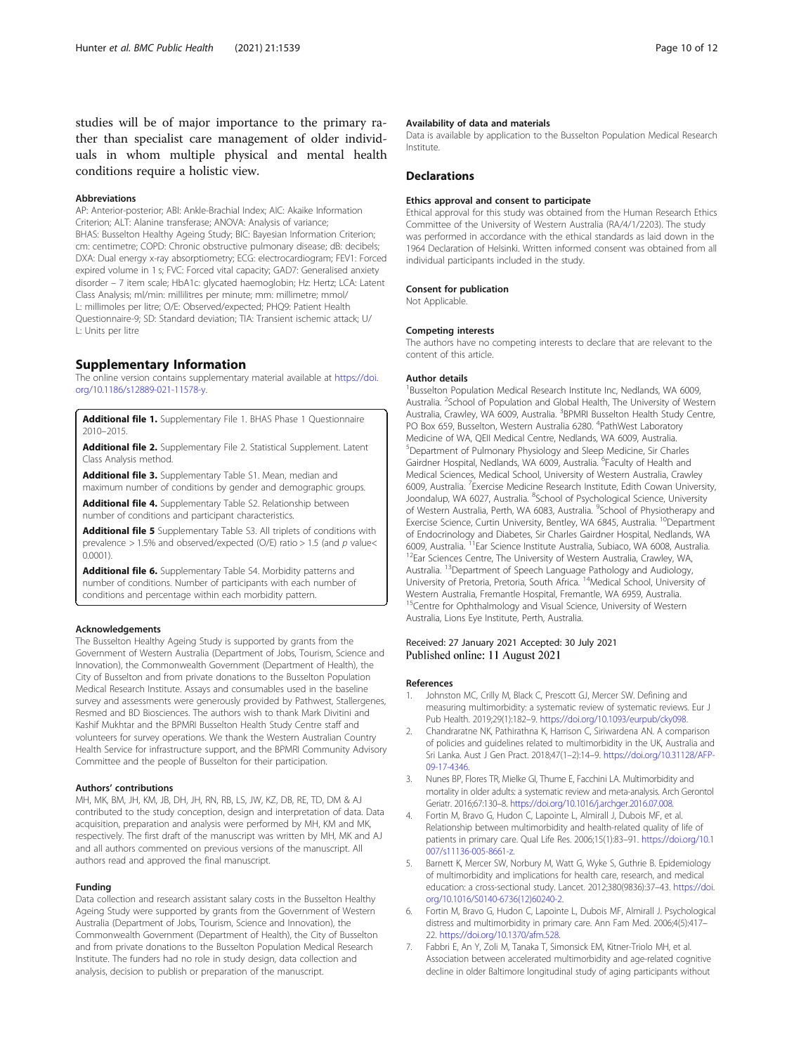studies will be of major importance to the primary rather than specialist care management of older individuals in whom multiple physical and mental health conditions require a holistic view.

#### Abbreviations

AP: Anterior-posterior; ABI: Ankle-Brachial Index; AIC: Akaike Information Criterion; ALT: Alanine transferase; ANOVA: Analysis of variance; BHAS: Busselton Healthy Ageing Study; BIC: Bayesian Information Criterion; cm: centimetre; COPD: Chronic obstructive pulmonary disease; dB: decibels; DXA: Dual energy x-ray absorptiometry; ECG: electrocardiogram; FEV1: Forced expired volume in 1 s; FVC: Forced vital capacity; GAD7: Generalised anxiety disorder – 7 item scale; HbA1c: glycated haemoglobin; Hz: Hertz; LCA: Latent Class Analysis; ml/min: millilitres per minute; mm: millimetre; mmol/L: millimoles per litre; O/E: Observed/expected; PHQ9: Patient Health Questionnaire-9; SD: Standard deviation; TIA: Transient ischemic attack; U/L: Units per litre

## Supplementary Information

The online version contains supplementary material available at https://doi.org/10.1186/s12889-021-11578-y.

**Additional file 1.** Supplementary File 1. BHAS Phase 1 Questionnaire 2010–2015.

**Additional file 2.** Supplementary File 2. Statistical Supplement. Latent Class Analysis method.

**Additional file 3.** Supplementary Table S1. Mean, median and maximum number of conditions by gender and demographic groups.

**Additional file 4.** Supplementary Table S2. Relationship between number of conditions and participant characteristics.

**Additional file 5** Supplementary Table S3. All triplets of conditions with prevalence > 1.5% and observed/expected (O/E) ratio > 1.5 (and *p* value< 0.0001).

**Additional file 6.** Supplementary Table S4. Morbidity patterns and number of conditions. Number of participants with each number of conditions and percentage within each morbidity pattern.

#### Acknowledgements

The Busselton Healthy Ageing Study is supported by grants from the Government of Western Australia (Department of Jobs, Tourism, Science and Innovation), the Commonwealth Government (Department of Health), the City of Busselton and from private donations to the Busselton Population Medical Research Institute. Assays and consumables used in the baseline survey and assessments were generously provided by Pathwest, Stallergenes, Resmed and BD Biosciences. The authors wish to thank Mark Divitini and Kashif Mukhtar and the BPMRI Busselton Health Study Centre staff and volunteers for survey operations. We thank the Western Australian Country Health Service for infrastructure support, and the BPMRI Community Advisory Committee and the people of Busselton for their participation.

#### Authors' contributions

MH, MK, BM, JH, KM, JB, DH, JH, RN, RB, LS, JW, KZ, DB, RE, TD, DM & AJ contributed to the study conception, design and interpretation of data. Data acquisition, preparation and analysis were performed by MH, KM and MK, respectively. The first draft of the manuscript was written by MH, MK and AJ and all authors commented on previous versions of the manuscript. All authors read and approved the final manuscript.

#### Funding

Data collection and research assistant salary costs in the Busselton Healthy Ageing Study were supported by grants from the Government of Western Australia (Department of Jobs, Tourism, Science and Innovation), the Commonwealth Government (Department of Health), the City of Busselton and from private donations to the Busselton Population Medical Research Institute. The funders had no role in study design, data collection and analysis, decision to publish or preparation of the manuscript.

#### Availability of data and materials

Data is available by application to the Busselton Population Medical Research Institute.

## Declarations

#### Ethics approval and consent to participate

Ethical approval for this study was obtained from the Human Research Ethics Committee of the University of Western Australia (RA/4/1/2203). The study was performed in accordance with the ethical standards as laid down in the 1964 Declaration of Helsinki. Written informed consent was obtained from all individual participants included in the study.

#### Consent for publication

Not Applicable.

#### Competing interests

The authors have no competing interests to declare that are relevant to the content of this article.

#### Author details

[1]Busselton Population Medical Research Institute Inc, Nedlands, WA 6009, Australia. [2]School of Population and Global Health, The University of Western Australia, Crawley, WA 6009, Australia. [3]BPMRI Busselton Health Study Centre, PO Box 659, Busselton, Western Australia 6280. [4]PathWest Laboratory Medicine of WA, QEII Medical Centre, Nedlands, WA 6009, Australia. [5]Department of Pulmonary Physiology and Sleep Medicine, Sir Charles Gairdner Hospital, Nedlands, WA 6009, Australia. [6]Faculty of Health and Medical Sciences, Medical School, University of Western Australia, Crawley 6009, Australia. [7]Exercise Medicine Research Institute, Edith Cowan University, Joondalup, WA 6027, Australia. [8]School of Psychological Science, University of Western Australia, Perth, WA 6083, Australia. [9]School of Physiotherapy and Exercise Science, Curtin University, Bentley, WA 6845, Australia. [10]Department of Endocrinology and Diabetes, Sir Charles Gairdner Hospital, Nedlands, WA 6009, Australia. [11]Ear Science Institute Australia, Subiaco, WA 6008, Australia. [12]Ear Sciences Centre, The University of Western Australia, Crawley, WA, Australia. [13]Department of Speech Language Pathology and Audiology, University of Pretoria, Pretoria, South Africa. [14]Medical School, University of Western Australia, Fremantle Hospital, Fremantle, WA 6959, Australia. [15]Centre for Ophthalmology and Visual Science, University of Western Australia, Lions Eye Institute, Perth, Australia.

Received: 27 January 2021 Accepted: 30 July 2021
Published online: 11 August 2021

#### References

1. Johnston MC, Crilly M, Black C, Prescott GJ, Mercer SW. Defining and measuring multimorbidity: a systematic review of systematic reviews. Eur J Pub Health. 2019;29(1):182–9. https://doi.org/10.1093/eurpub/cky098.
2. Chandraratne NK, Pathirathna K, Harrison C, Siriwardena AN. A comparison of policies and guidelines related to multimorbidity in the UK, Australia and Sri Lanka. Aust J Gen Pract. 2018;47(1–2):14–9. https://doi.org/10.31128/AFP-09-17-4346.
3. Nunes BP, Flores TR, Mielke GI, Thume E, Facchini LA. Multimorbidity and mortality in older adults: a systematic review and meta-analysis. Arch Gerontol Geriatr. 2016;67:130–8. https://doi.org/10.1016/j.archger.2016.07.008.
4. Fortin M, Bravo G, Hudon C, Lapointe L, Almirall J, Dubois MF, et al. Relationship between multimorbidity and health-related quality of life of patients in primary care. Qual Life Res. 2006;15(1):83–91. https://doi.org/10.1007/s11136-005-8661-z.
5. Barnett K, Mercer SW, Norbury M, Watt G, Wyke S, Guthrie B. Epidemiology of multimorbidity and implications for health care, research, and medical education: a cross-sectional study. Lancet. 2012;380(9836):37–43. https://doi.org/10.1016/S0140-6736(12)60240-2.
6. Fortin M, Bravo G, Hudon C, Lapointe L, Dubois MF, Almirall J. Psychological distress and multimorbidity in primary care. Ann Fam Med. 2006;4(5):417–22. https://doi.org/10.1370/afm.528.
7. Fabbri E, An Y, Zoli M, Tanaka T, Simonsick EM, Kitner-Triolo MH, et al. Association between accelerated multimorbidity and age-related cognitive decline in older Baltimore longitudinal study of aging participants without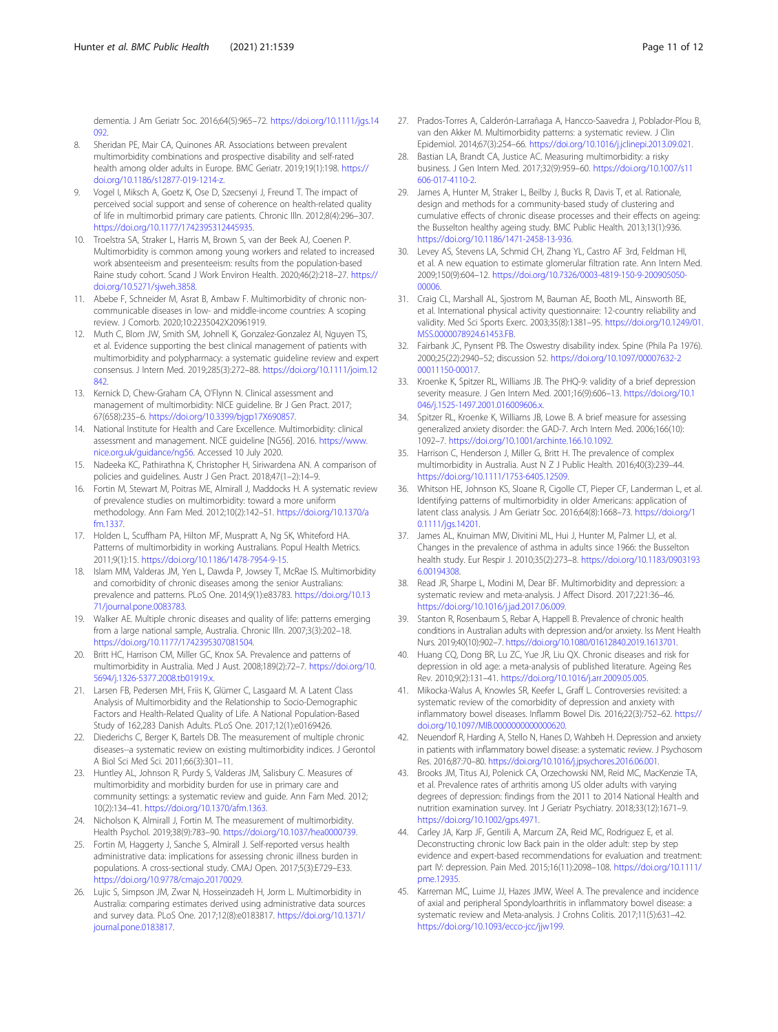dementia. J Am Geriatr Soc. 2016;64(5):965–72. https://doi.org/10.1111/jgs.14092.

8. Sheridan PE, Mair CA, Quinones AR. Associations between prevalent multimorbidity combinations and prospective disability and self-rated health among older adults in Europe. BMC Geriatr. 2019;19(1):198. https://doi.org/10.1186/s12877-019-1214-z.
9. Vogel I, Miksch A, Goetz K, Ose D, Szecsenyi J, Freund T. The impact of perceived social support and sense of coherence on health-related quality of life in multimorbid primary care patients. Chronic Illn. 2012;8(4):296–307. https://doi.org/10.1177/1742395312445935.
10. Troelstra SA, Straker L, Harris M, Brown S, van der Beek AJ, Coenen P. Multimorbidity is common among young workers and related to increased work absenteeism and presenteeism: results from the population-based Raine study cohort. Scand J Work Environ Health. 2020;46(2):218–27. https://doi.org/10.5271/sjweh.3858.
11. Abebe F, Schneider M, Asrat B, Ambaw F. Multimorbidity of chronic non-communicable diseases in low- and middle-income countries: A scoping review. J Comorb. 2020;10:2235042X20961919.
12. Muth C, Blom JW, Smith SM, Johnell K, Gonzalez-Gonzalez AI, Nguyen TS, et al. Evidence supporting the best clinical management of patients with multimorbidity and polypharmacy: a systematic guideline review and expert consensus. J Intern Med. 2019;285(3):272–88. https://doi.org/10.1111/joim.12842.
13. Kernick D, Chew-Graham CA, O'Flynn N. Clinical assessment and management of multimorbidity: NICE guideline. Br J Gen Pract. 2017;67(658):235–6. https://doi.org/10.3399/bjgp17X690857.
14. National Institute for Health and Care Excellence. Multimorbidity: clinical assessment and management. NICE guideline [NG56]. 2016. https://www.nice.org.uk/guidance/ng56. Accessed 10 July 2020.
15. Nadeeka KC, Pathirathna K, Christopher H, Siriwardena AN. A comparison of policies and guidelines. Austr J Gen Pract. 2018;47(1–2):14–9.
16. Fortin M, Stewart M, Poitras ME, Almirall J, Maddocks H. A systematic review of prevalence studies on multimorbidity: toward a more uniform methodology. Ann Fam Med. 2012;10(2):142–51. https://doi.org/10.1370/afm.1337.
17. Holden L, Scuffham PA, Hilton MF, Muspratt A, Ng SK, Whiteford HA. Patterns of multimorbidity in working Australians. Popul Health Metrics. 2011;9(1):15. https://doi.org/10.1186/1478-7954-9-15.
18. Islam MM, Valderas JM, Yen L, Dawda P, Jowsey T, McRae IS. Multimorbidity and comorbidity of chronic diseases among the senior Australians: prevalence and patterns. PLoS One. 2014;9(1):e83783. https://doi.org/10.1371/journal.pone.0083783.
19. Walker AE. Multiple chronic diseases and quality of life: patterns emerging from a large national sample, Australia. Chronic Illn. 2007;3(3):202–18. https://doi.org/10.1177/1742395307081504.
20. Britt HC, Harrison CM, Miller GC, Knox SA. Prevalence and patterns of multimorbidity in Australia. Med J Aust. 2008;189(2):72–7. https://doi.org/10.5694/j.1326-5377.2008.tb01919.x.
21. Larsen FB, Pedersen MH, Friis K, Glümer C, Lasgaard M. A Latent Class Analysis of Multimorbidity and the Relationship to Socio-Demographic Factors and Health-Related Quality of Life. A National Population-Based Study of 162,283 Danish Adults. PLoS One. 2017;12(1):e0169426.
22. Diederichs C, Berger K, Bartels DB. The measurement of multiple chronic diseases--a systematic review on existing multimorbidity indices. J Gerontol A Biol Sci Med Sci. 2011;66(3):301–11.
23. Huntley AL, Johnson R, Purdy S, Valderas JM, Salisbury C. Measures of multimorbidity and morbidity burden for use in primary care and community settings: a systematic review and guide. Ann Fam Med. 2012;10(2):134–41. https://doi.org/10.1370/afm.1363.
24. Nicholson K, Almirall J, Fortin M. The measurement of multimorbidity. Health Psychol. 2019;38(9):783–90. https://doi.org/10.1037/hea0000739.
25. Fortin M, Haggerty J, Sanche S, Almirall J. Self-reported versus health administrative data: implications for assessing chronic illness burden in populations. A cross-sectional study. CMAJ Open. 2017;5(3):E729–E33. https://doi.org/10.9778/cmajo.20170029.
26. Lujic S, Simpson JM, Zwar N, Hosseinzadeh H, Jorm L. Multimorbidity in Australia: comparing estimates derived using administrative data sources and survey data. PLoS One. 2017;12(8):e0183817. https://doi.org/10.1371/journal.pone.0183817.
27. Prados-Torres A, Calderón-Larrañaga A, Hancco-Saavedra J, Poblador-Plou B, van den Akker M. Multimorbidity patterns: a systematic review. J Clin Epidemiol. 2014;67(3):254–66. https://doi.org/10.1016/j.jclinepi.2013.09.021.
28. Bastian LA, Brandt CA, Justice AC. Measuring multimorbidity: a risky business. J Gen Intern Med. 2017;32(9):959–60. https://doi.org/10.1007/s11606-017-4110-2.
29. James A, Hunter M, Straker L, Beilby J, Bucks R, Davis T, et al. Rationale, design and methods for a community-based study of clustering and cumulative effects of chronic disease processes and their effects on ageing: the Busselton healthy ageing study. BMC Public Health. 2013;13(1):936. https://doi.org/10.1186/1471-2458-13-936.
30. Levey AS, Stevens LA, Schmid CH, Zhang YL, Castro AF 3rd, Feldman HI, et al. A new equation to estimate glomerular filtration rate. Ann Intern Med. 2009;150(9):604–12. https://doi.org/10.7326/0003-4819-150-9-200905050-00006.
31. Craig CL, Marshall AL, Sjostrom M, Bauman AE, Booth ML, Ainsworth BE, et al. International physical activity questionnaire: 12-country reliability and validity. Med Sci Sports Exerc. 2003;35(8):1381–95. https://doi.org/10.1249/01.MSS.0000078924.61453.FB.
32. Fairbank JC, Pynsent PB. The Oswestry disability index. Spine (Phila Pa 1976). 2000;25(22):2940–52; discussion 52. https://doi.org/10.1097/00007632-200011150-00017.
33. Kroenke K, Spitzer RL, Williams JB. The PHQ-9: validity of a brief depression severity measure. J Gen Intern Med. 2001;16(9):606–13. https://doi.org/10.1046/j.1525-1497.2001.016009606.x.
34. Spitzer RL, Kroenke K, Williams JB, Lowe B. A brief measure for assessing generalized anxiety disorder: the GAD-7. Arch Intern Med. 2006;166(10):1092–7. https://doi.org/10.1001/archinte.166.10.1092.
35. Harrison C, Henderson J, Miller G, Britt H. The prevalence of complex multimorbidity in Australia. Aust N Z J Public Health. 2016;40(3):239–44. https://doi.org/10.1111/1753-6405.12509.
36. Whitson HE, Johnson KS, Sloane R, Cigolle CT, Pieper CF, Landerman L, et al. Identifying patterns of multimorbidity in older Americans: application of latent class analysis. J Am Geriatr Soc. 2016;64(8):1668–73. https://doi.org/10.1111/jgs.14201.
37. James AL, Knuiman MW, Divitini ML, Hui J, Hunter M, Palmer LJ, et al. Changes in the prevalence of asthma in adults since 1966: the Busselton health study. Eur Respir J. 2010;35(2):273–8. https://doi.org/10.1183/09031936.00194308.
38. Read JR, Sharpe L, Modini M, Dear BF. Multimorbidity and depression: a systematic review and meta-analysis. J Affect Disord. 2017;221:36–46. https://doi.org/10.1016/j.jad.2017.06.009.
39. Stanton R, Rosenbaum S, Rebar A, Happell B. Prevalence of chronic health conditions in Australian adults with depression and/or anxiety. Iss Ment Health Nurs. 2019;40(10):902–7. https://doi.org/10.1080/01612840.2019.1613701.
40. Huang CQ, Dong BR, Lu ZC, Yue JR, Liu QX. Chronic diseases and risk for depression in old age: a meta-analysis of published literature. Ageing Res Rev. 2010;9(2):131–41. https://doi.org/10.1016/j.arr.2009.05.005.
41. Mikocka-Walus A, Knowles SR, Keefer L, Graff L. Controversies revisited: a systematic review of the comorbidity of depression and anxiety with inflammatory bowel diseases. Inflamm Bowel Dis. 2016;22(3):752–62. https://doi.org/10.1097/MIB.0000000000000620.
42. Neuendorf R, Harding A, Stello N, Hanes D, Wahbeh H. Depression and anxiety in patients with inflammatory bowel disease: a systematic review. J Psychosom Res. 2016;87:70–80. https://doi.org/10.1016/j.jpsychores.2016.06.001.
43. Brooks JM, Titus AJ, Polenick CA, Orzechowski NM, Reid MC, MacKenzie TA, et al. Prevalence rates of arthritis among US older adults with varying degrees of depression: findings from the 2011 to 2014 National Health and nutrition examination survey. Int J Geriatr Psychiatry. 2018;33(12):1671–9. https://doi.org/10.1002/gps.4971.
44. Carley JA, Karp JF, Gentili A, Marcum ZA, Reid MC, Rodriguez E, et al. Deconstructing chronic low Back pain in the older adult: step by step evidence and expert-based recommendations for evaluation and treatment: part IV: depression. Pain Med. 2015;16(11):2098–108. https://doi.org/10.1111/pme.12935.
45. Karreman MC, Luime JJ, Hazes JMW, Weel A. The prevalence and incidence of axial and peripheral Spondyloarthritis in inflammatory bowel disease: a systematic review and Meta-analysis. J Crohns Colitis. 2017;11(5):631–42. https://doi.org/10.1093/ecco-jcc/jjw199.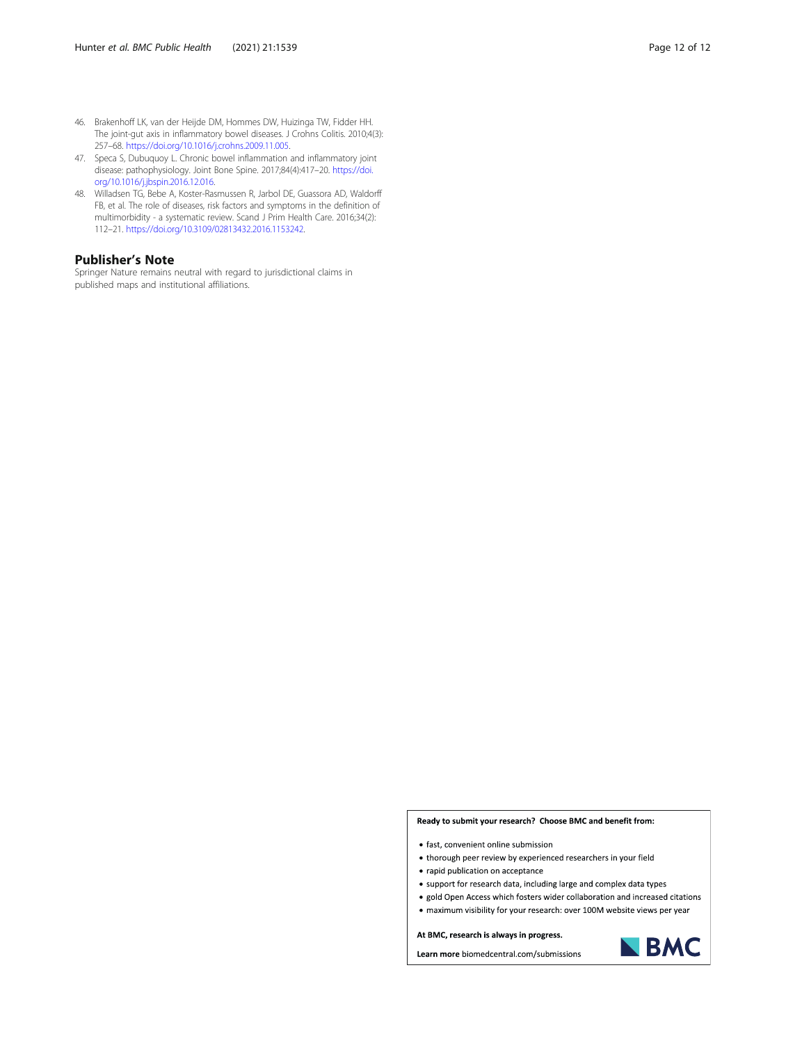46. Brakenhoff LK, van der Heijde DM, Hommes DW, Huizinga TW, Fidder HH. The joint-gut axis in inflammatory bowel diseases. J Crohns Colitis. 2010;4(3): 257–68. https://doi.org/10.1016/j.crohns.2009.11.005.
47. Speca S, Dubuquoy L. Chronic bowel inflammation and inflammatory joint disease: pathophysiology. Joint Bone Spine. 2017;84(4):417–20. https://doi.org/10.1016/j.jbspin.2016.12.016.
48. Willadsen TG, Bebe A, Koster-Rasmussen R, Jarbol DE, Guassora AD, Waldorff FB, et al. The role of diseases, risk factors and symptoms in the definition of multimorbidity - a systematic review. Scand J Prim Health Care. 2016;34(2): 112–21. https://doi.org/10.3109/02813432.2016.1153242.

## Publisher's Note

Springer Nature remains neutral with regard to jurisdictional claims in published maps and institutional affiliations.

**Ready to submit your research? Choose BMC and benefit from:**

- fast, convenient online submission
- thorough peer review by experienced researchers in your field
- rapid publication on acceptance
- support for research data, including large and complex data types
- gold Open Access which fosters wider collaboration and increased citations
- maximum visibility for your research: over 100M website views per year

**At BMC, research is always in progress.**

**Learn more** biomedcentral.com/submissions

BMC